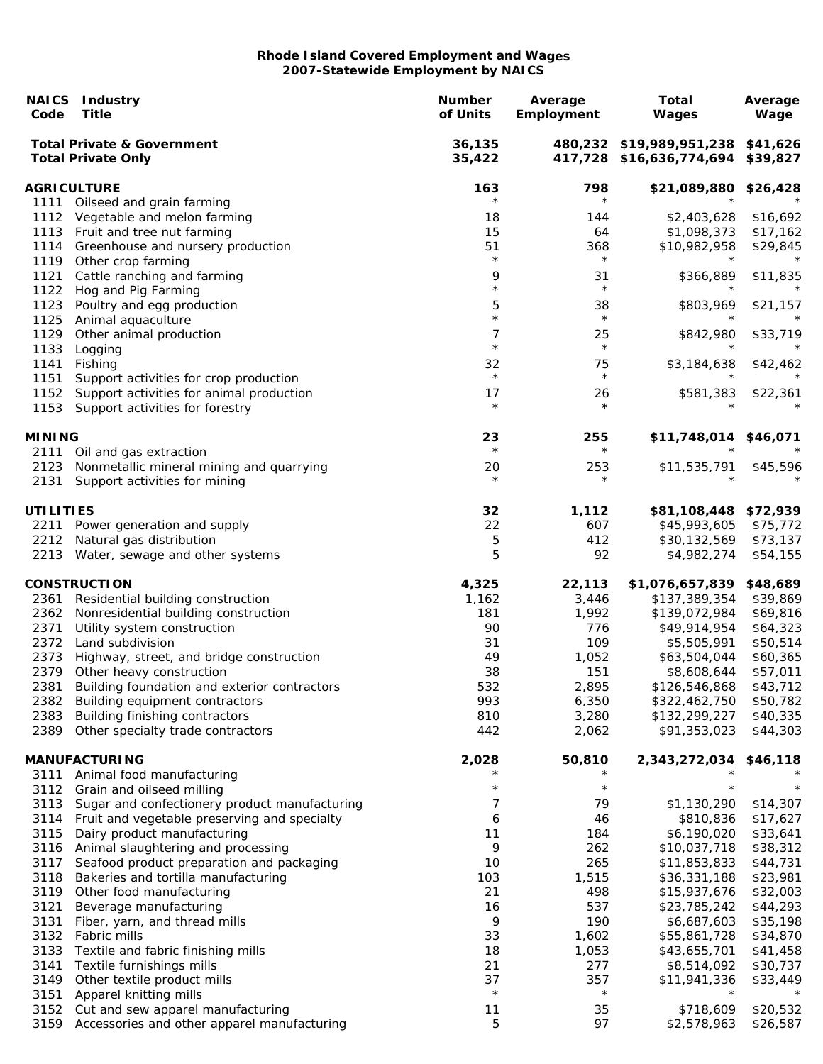# Rhode Island Covered Employment and Wages
## 2007-Statewide Employment by NAICS

| NAICS Code | Industry Title | Number of Units | Average Employment | Total Wages | Average Wage |
|---|---|---|---|---|---|
| | **Total Private & Government** | **36,135** | **480,232** | **$19,989,951,238** | **$41,626** |
| | **Total Private Only** | **35,422** | **417,728** | **$16,636,774,694** | **$39,827** |
| **AGRICULTURE** | | **163** | **798** | **$21,089,880** | **$26,428** |
| 1111 | Oilseed and grain farming | * | * | * | * |
| 1112 | Vegetable and melon farming | 18 | 144 | $2,403,628 | $16,692 |
| 1113 | Fruit and tree nut farming | 15 | 64 | $1,098,373 | $17,162 |
| 1114 | Greenhouse and nursery production | 51 | 368 | $10,982,958 | $29,845 |
| 1119 | Other crop farming | * | * | * | * |
| 1121 | Cattle ranching and farming | 9 | 31 | $366,889 | $11,835 |
| 1122 | Hog and Pig Farming | * | * | * | * |
| 1123 | Poultry and egg production | 5 | 38 | $803,969 | $21,157 |
| 1125 | Animal aquaculture | * | * | * | * |
| 1129 | Other animal production | 7 | 25 | $842,980 | $33,719 |
| 1133 | Logging | * | * | * | * |
| 1141 | Fishing | 32 | 75 | $3,184,638 | $42,462 |
| 1151 | Support activities for crop production | * | * | * | * |
| 1152 | Support activities for animal production | 17 | 26 | $581,383 | $22,361 |
| 1153 | Support activities for forestry | * | * | * | * |
| **MINING** | | **23** | **255** | **$11,748,014** | **$46,071** |
| 2111 | Oil and gas extraction | * | * | * | * |
| 2123 | Nonmetallic mineral mining and quarrying | 20 | 253 | $11,535,791 | $45,596 |
| 2131 | Support activities for mining | * | * | * | * |
| **UTILITIES** | | **32** | **1,112** | **$81,108,448** | **$72,939** |
| 2211 | Power generation and supply | 22 | 607 | $45,993,605 | $75,772 |
| 2212 | Natural gas distribution | 5 | 412 | $30,132,569 | $73,137 |
| 2213 | Water, sewage and other systems | 5 | 92 | $4,982,274 | $54,155 |
| **CONSTRUCTION** | | **4,325** | **22,113** | **$1,076,657,839** | **$48,689** |
| 2361 | Residential building construction | 1,162 | 3,446 | $137,389,354 | $39,869 |
| 2362 | Nonresidential building construction | 181 | 1,992 | $139,072,984 | $69,816 |
| 2371 | Utility system construction | 90 | 776 | $49,914,954 | $64,323 |
| 2372 | Land subdivision | 31 | 109 | $5,505,991 | $50,514 |
| 2373 | Highway, street, and bridge construction | 49 | 1,052 | $63,504,044 | $60,365 |
| 2379 | Other heavy construction | 38 | 151 | $8,608,644 | $57,011 |
| 2381 | Building foundation and exterior contractors | 532 | 2,895 | $126,546,868 | $43,712 |
| 2382 | Building equipment contractors | 993 | 6,350 | $322,462,750 | $50,782 |
| 2383 | Building finishing contractors | 810 | 3,280 | $132,299,227 | $40,335 |
| 2389 | Other specialty trade contractors | 442 | 2,062 | $91,353,023 | $44,303 |
| **MANUFACTURING** | | **2,028** | **50,810** | **2,343,272,034** | **$46,118** |
| 3111 | Animal food manufacturing | * | * | * | * |
| 3112 | Grain and oilseed milling | * | * | * | * |
| 3113 | Sugar and confectionery product manufacturing | 7 | 79 | $1,130,290 | $14,307 |
| 3114 | Fruit and vegetable preserving and specialty | 6 | 46 | $810,836 | $17,627 |
| 3115 | Dairy product manufacturing | 11 | 184 | $6,190,020 | $33,641 |
| 3116 | Animal slaughtering and processing | 9 | 262 | $10,037,718 | $38,312 |
| 3117 | Seafood product preparation and packaging | 10 | 265 | $11,853,833 | $44,731 |
| 3118 | Bakeries and tortilla manufacturing | 103 | 1,515 | $36,331,188 | $23,981 |
| 3119 | Other food manufacturing | 21 | 498 | $15,937,676 | $32,003 |
| 3121 | Beverage manufacturing | 16 | 537 | $23,785,242 | $44,293 |
| 3131 | Fiber, yarn, and thread mills | 9 | 190 | $6,687,603 | $35,198 |
| 3132 | Fabric mills | 33 | 1,602 | $55,861,728 | $34,870 |
| 3133 | Textile and fabric finishing mills | 18 | 1,053 | $43,655,701 | $41,458 |
| 3141 | Textile furnishings mills | 21 | 277 | $8,514,092 | $30,737 |
| 3149 | Other textile product mills | 37 | 357 | $11,941,336 | $33,449 |
| 3151 | Apparel knitting mills | * | * | * | * |
| 3152 | Cut and sew apparel manufacturing | 11 | 35 | $718,609 | $20,532 |
| 3159 | Accessories and other apparel manufacturing | 5 | 97 | $2,578,963 | $26,587 |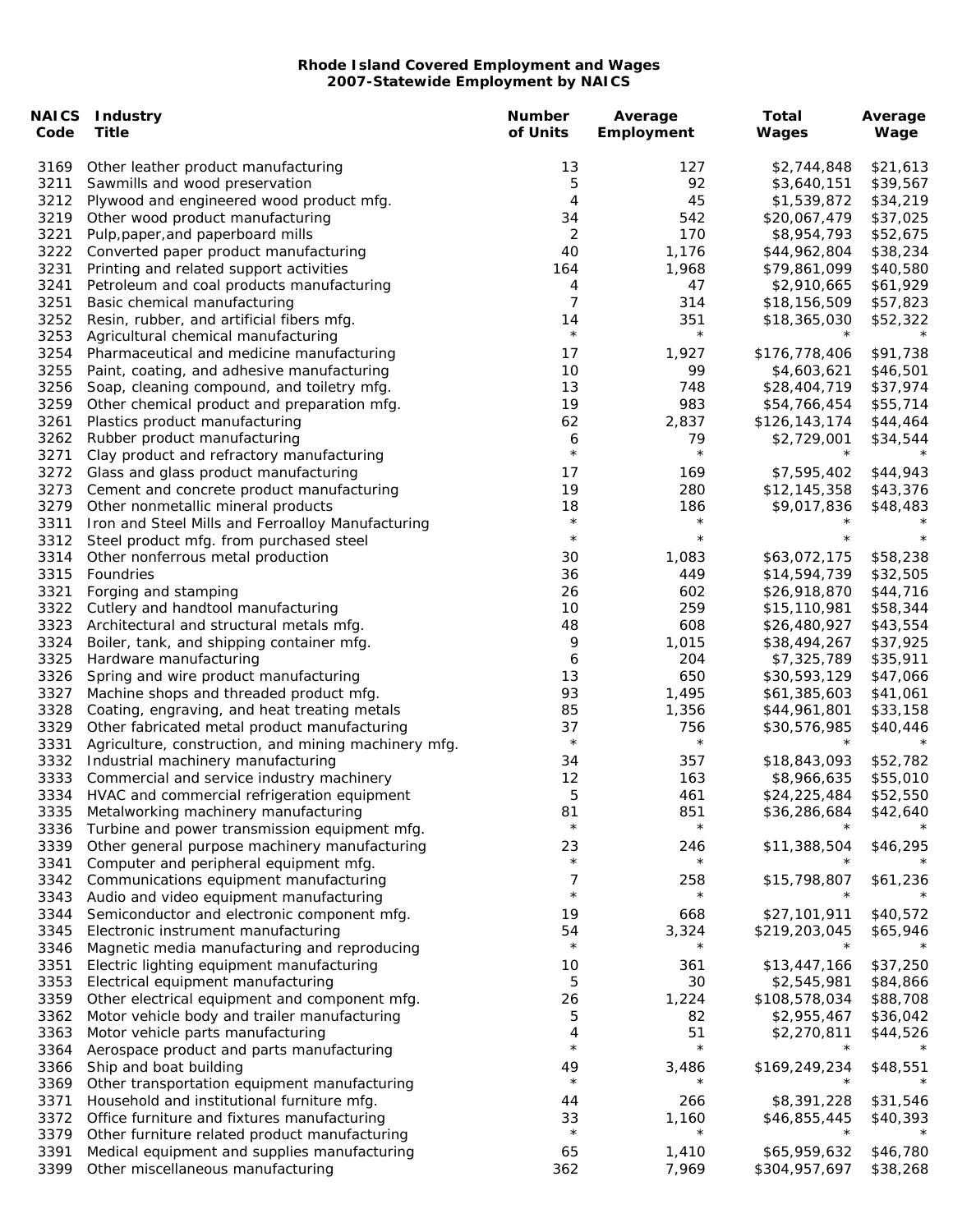**Rhode Island Covered Employment and Wages**
**2007-Statewide Employment by NAICS**

| NAICS Code | Industry Title | Number of Units | Average Employment | Total Wages | Average Wage |
|---|---|---|---|---|---|
| 3169 | Other leather product manufacturing | 13 | 127 | $2,744,848 | $21,613 |
| 3211 | Sawmills and wood preservation | 5 | 92 | $3,640,151 | $39,567 |
| 3212 | Plywood and engineered wood product mfg. | 4 | 45 | $1,539,872 | $34,219 |
| 3219 | Other wood product manufacturing | 34 | 542 | $20,067,479 | $37,025 |
| 3221 | Pulp,paper,and paperboard mills | 2 | 170 | $8,954,793 | $52,675 |
| 3222 | Converted paper product manufacturing | 40 | 1,176 | $44,962,804 | $38,234 |
| 3231 | Printing and related support activities | 164 | 1,968 | $79,861,099 | $40,580 |
| 3241 | Petroleum and coal products manufacturing | 4 | 47 | $2,910,665 | $61,929 |
| 3251 | Basic chemical manufacturing | 7 | 314 | $18,156,509 | $57,823 |
| 3252 | Resin, rubber, and artificial fibers mfg. | 14 | 351 | $18,365,030 | $52,322 |
| 3253 | Agricultural chemical manufacturing | * | * | * | * |
| 3254 | Pharmaceutical and medicine manufacturing | 17 | 1,927 | $176,778,406 | $91,738 |
| 3255 | Paint, coating, and adhesive manufacturing | 10 | 99 | $4,603,621 | $46,501 |
| 3256 | Soap, cleaning compound, and toiletry mfg. | 13 | 748 | $28,404,719 | $37,974 |
| 3259 | Other chemical product and preparation mfg. | 19 | 983 | $54,766,454 | $55,714 |
| 3261 | Plastics product manufacturing | 62 | 2,837 | $126,143,174 | $44,464 |
| 3262 | Rubber product manufacturing | 6 | 79 | $2,729,001 | $34,544 |
| 3271 | Clay product and refractory manufacturing | * | * | * | * |
| 3272 | Glass and glass product manufacturing | 17 | 169 | $7,595,402 | $44,943 |
| 3273 | Cement and concrete product manufacturing | 19 | 280 | $12,145,358 | $43,376 |
| 3279 | Other nonmetallic mineral products | 18 | 186 | $9,017,836 | $48,483 |
| 3311 | Iron and Steel Mills and Ferroalloy Manufacturing | * | * | * | * |
| 3312 | Steel product mfg. from purchased steel | * | * | * | * |
| 3314 | Other nonferrous metal production | 30 | 1,083 | $63,072,175 | $58,238 |
| 3315 | Foundries | 36 | 449 | $14,594,739 | $32,505 |
| 3321 | Forging and stamping | 26 | 602 | $26,918,870 | $44,716 |
| 3322 | Cutlery and handtool manufacturing | 10 | 259 | $15,110,981 | $58,344 |
| 3323 | Architectural and structural metals mfg. | 48 | 608 | $26,480,927 | $43,554 |
| 3324 | Boiler, tank, and shipping container mfg. | 9 | 1,015 | $38,494,267 | $37,925 |
| 3325 | Hardware manufacturing | 6 | 204 | $7,325,789 | $35,911 |
| 3326 | Spring and wire product manufacturing | 13 | 650 | $30,593,129 | $47,066 |
| 3327 | Machine shops and threaded product mfg. | 93 | 1,495 | $61,385,603 | $41,061 |
| 3328 | Coating, engraving, and heat treating metals | 85 | 1,356 | $44,961,801 | $33,158 |
| 3329 | Other fabricated metal product manufacturing | 37 | 756 | $30,576,985 | $40,446 |
| 3331 | Agriculture, construction, and mining machinery mfg. | * | * | * | * |
| 3332 | Industrial machinery manufacturing | 34 | 357 | $18,843,093 | $52,782 |
| 3333 | Commercial and service industry machinery | 12 | 163 | $8,966,635 | $55,010 |
| 3334 | HVAC and commercial refrigeration equipment | 5 | 461 | $24,225,484 | $52,550 |
| 3335 | Metalworking machinery manufacturing | 81 | 851 | $36,286,684 | $42,640 |
| 3336 | Turbine and power transmission equipment mfg. | * | * | * | * |
| 3339 | Other general purpose machinery manufacturing | 23 | 246 | $11,388,504 | $46,295 |
| 3341 | Computer and peripheral equipment mfg. | * | * | * | * |
| 3342 | Communications equipment manufacturing | 7 | 258 | $15,798,807 | $61,236 |
| 3343 | Audio and video equipment manufacturing | * | * | * | * |
| 3344 | Semiconductor and electronic component mfg. | 19 | 668 | $27,101,911 | $40,572 |
| 3345 | Electronic instrument manufacturing | 54 | 3,324 | $219,203,045 | $65,946 |
| 3346 | Magnetic media manufacturing and reproducing | * | * | * | * |
| 3351 | Electric lighting equipment manufacturing | 10 | 361 | $13,447,166 | $37,250 |
| 3353 | Electrical equipment manufacturing | 5 | 30 | $2,545,981 | $84,866 |
| 3359 | Other electrical equipment and component mfg. | 26 | 1,224 | $108,578,034 | $88,708 |
| 3362 | Motor vehicle body and trailer manufacturing | 5 | 82 | $2,955,467 | $36,042 |
| 3363 | Motor vehicle parts manufacturing | 4 | 51 | $2,270,811 | $44,526 |
| 3364 | Aerospace product and parts manufacturing | * | * | * | * |
| 3366 | Ship and boat building | 49 | 3,486 | $169,249,234 | $48,551 |
| 3369 | Other transportation equipment manufacturing | * | * | * | * |
| 3371 | Household and institutional furniture mfg. | 44 | 266 | $8,391,228 | $31,546 |
| 3372 | Office furniture and fixtures manufacturing | 33 | 1,160 | $46,855,445 | $40,393 |
| 3379 | Other furniture related product manufacturing | * | * | * | * |
| 3391 | Medical equipment and supplies manufacturing | 65 | 1,410 | $65,959,632 | $46,780 |
| 3399 | Other miscellaneous manufacturing | 362 | 7,969 | $304,957,697 | $38,268 |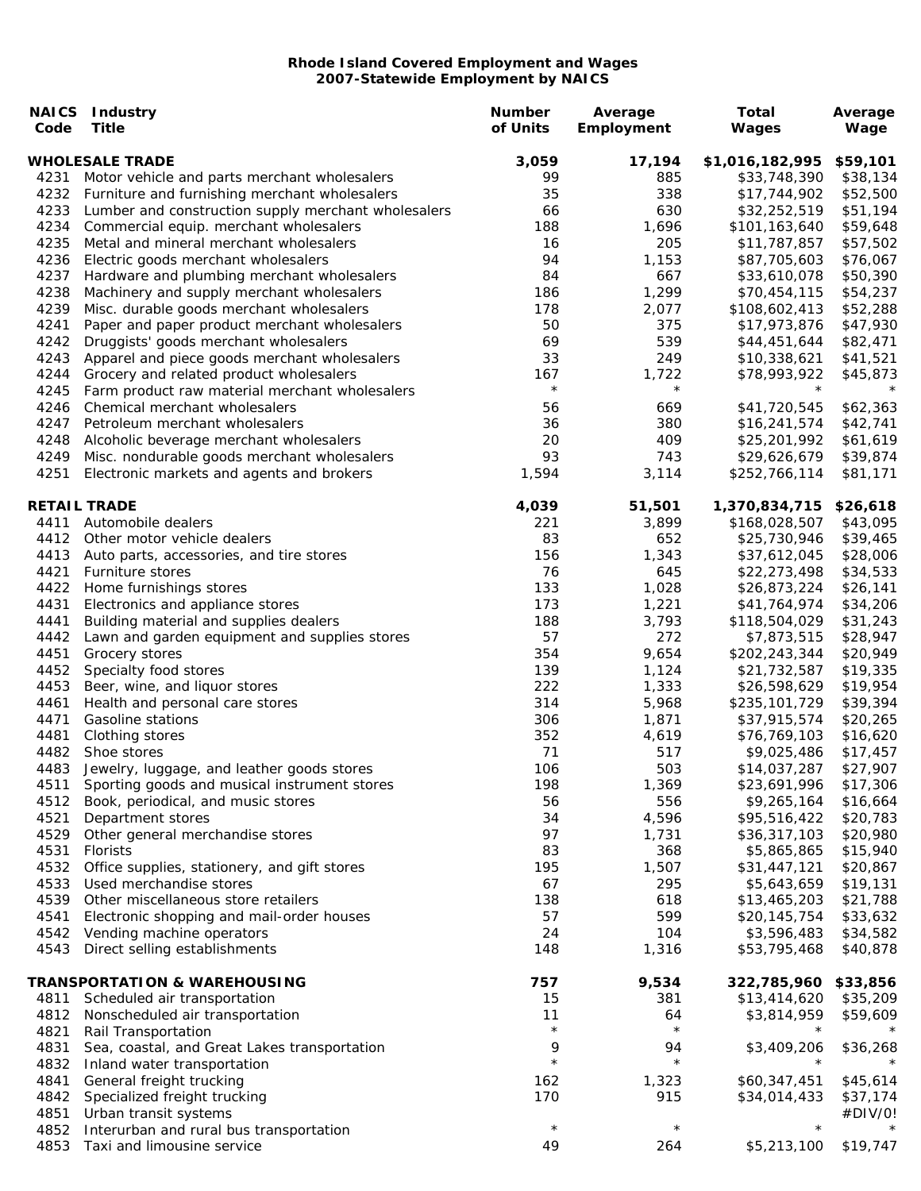**Rhode Island Covered Employment and Wages**
**2007-Statewide Employment by NAICS**

| NAICS Code | Industry Title | Number of Units | Average Employment | Total Wages | Average Wage |
|---|---|---|---|---|---|
| **WHOLESALE TRADE** | | **3,059** | **17,194** | **$1,016,182,995** | **$59,101** |
| 4231 | Motor vehicle and parts merchant wholesalers | 99 | 885 | $33,748,390 | $38,134 |
| 4232 | Furniture and furnishing merchant wholesalers | 35 | 338 | $17,744,902 | $52,500 |
| 4233 | Lumber and construction supply merchant wholesalers | 66 | 630 | $32,252,519 | $51,194 |
| 4234 | Commercial equip. merchant wholesalers | 188 | 1,696 | $101,163,640 | $59,648 |
| 4235 | Metal and mineral merchant wholesalers | 16 | 205 | $11,787,857 | $57,502 |
| 4236 | Electric goods merchant wholesalers | 94 | 1,153 | $87,705,603 | $76,067 |
| 4237 | Hardware and plumbing merchant wholesalers | 84 | 667 | $33,610,078 | $50,390 |
| 4238 | Machinery and supply merchant wholesalers | 186 | 1,299 | $70,454,115 | $54,237 |
| 4239 | Misc. durable goods merchant wholesalers | 178 | 2,077 | $108,602,413 | $52,288 |
| 4241 | Paper and paper product merchant wholesalers | 50 | 375 | $17,973,876 | $47,930 |
| 4242 | Druggists' goods merchant wholesalers | 69 | 539 | $44,451,644 | $82,471 |
| 4243 | Apparel and piece goods merchant wholesalers | 33 | 249 | $10,338,621 | $41,521 |
| 4244 | Grocery and related product wholesalers | 167 | 1,722 | $78,993,922 | $45,873 |
| 4245 | Farm product raw material merchant wholesalers | * | * | * | * |
| 4246 | Chemical merchant wholesalers | 56 | 669 | $41,720,545 | $62,363 |
| 4247 | Petroleum merchant wholesalers | 36 | 380 | $16,241,574 | $42,741 |
| 4248 | Alcoholic beverage merchant wholesalers | 20 | 409 | $25,201,992 | $61,619 |
| 4249 | Misc. nondurable goods merchant wholesalers | 93 | 743 | $29,626,679 | $39,874 |
| 4251 | Electronic markets and agents and brokers | 1,594 | 3,114 | $252,766,114 | $81,171 |
| **RETAIL TRADE** | | **4,039** | **51,501** | **1,370,834,715** | **$26,618** |
| 4411 | Automobile dealers | 221 | 3,899 | $168,028,507 | $43,095 |
| 4412 | Other motor vehicle dealers | 83 | 652 | $25,730,946 | $39,465 |
| 4413 | Auto parts, accessories, and tire stores | 156 | 1,343 | $37,612,045 | $28,006 |
| 4421 | Furniture stores | 76 | 645 | $22,273,498 | $34,533 |
| 4422 | Home furnishings stores | 133 | 1,028 | $26,873,224 | $26,141 |
| 4431 | Electronics and appliance stores | 173 | 1,221 | $41,764,974 | $34,206 |
| 4441 | Building material and supplies dealers | 188 | 3,793 | $118,504,029 | $31,243 |
| 4442 | Lawn and garden equipment and supplies stores | 57 | 272 | $7,873,515 | $28,947 |
| 4451 | Grocery stores | 354 | 9,654 | $202,243,344 | $20,949 |
| 4452 | Specialty food stores | 139 | 1,124 | $21,732,587 | $19,335 |
| 4453 | Beer, wine, and liquor stores | 222 | 1,333 | $26,598,629 | $19,954 |
| 4461 | Health and personal care stores | 314 | 5,968 | $235,101,729 | $39,394 |
| 4471 | Gasoline stations | 306 | 1,871 | $37,915,574 | $20,265 |
| 4481 | Clothing stores | 352 | 4,619 | $76,769,103 | $16,620 |
| 4482 | Shoe stores | 71 | 517 | $9,025,486 | $17,457 |
| 4483 | Jewelry, luggage, and leather goods stores | 106 | 503 | $14,037,287 | $27,907 |
| 4511 | Sporting goods and musical instrument stores | 198 | 1,369 | $23,691,996 | $17,306 |
| 4512 | Book, periodical, and music stores | 56 | 556 | $9,265,164 | $16,664 |
| 4521 | Department stores | 34 | 4,596 | $95,516,422 | $20,783 |
| 4529 | Other general merchandise stores | 97 | 1,731 | $36,317,103 | $20,980 |
| 4531 | Florists | 83 | 368 | $5,865,865 | $15,940 |
| 4532 | Office supplies, stationery, and gift stores | 195 | 1,507 | $31,447,121 | $20,867 |
| 4533 | Used merchandise stores | 67 | 295 | $5,643,659 | $19,131 |
| 4539 | Other miscellaneous store retailers | 138 | 618 | $13,465,203 | $21,788 |
| 4541 | Electronic shopping and mail-order houses | 57 | 599 | $20,145,754 | $33,632 |
| 4542 | Vending machine operators | 24 | 104 | $3,596,483 | $34,582 |
| 4543 | Direct selling establishments | 148 | 1,316 | $53,795,468 | $40,878 |
| **TRANSPORTATION & WAREHOUSING** | | **757** | **9,534** | **322,785,960** | **$33,856** |
| 4811 | Scheduled air transportation | 15 | 381 | $13,414,620 | $35,209 |
| 4812 | Nonscheduled air transportation | 11 | 64 | $3,814,959 | $59,609 |
| 4821 | Rail Transportation | * | * | * | * |
| 4831 | Sea, coastal, and Great Lakes transportation | 9 | 94 | $3,409,206 | $36,268 |
| 4832 | Inland water transportation | * | * | * | * |
| 4841 | General freight trucking | 162 | 1,323 | $60,347,451 | $45,614 |
| 4842 | Specialized freight trucking | 170 | 915 | $34,014,433 | $37,174 |
| 4851 | Urban transit systems | | | | #DIV/0! |
| 4852 | Interurban and rural bus transportation | * | * | * | * |
| 4853 | Taxi and limousine service | 49 | 264 | $5,213,100 | $19,747 |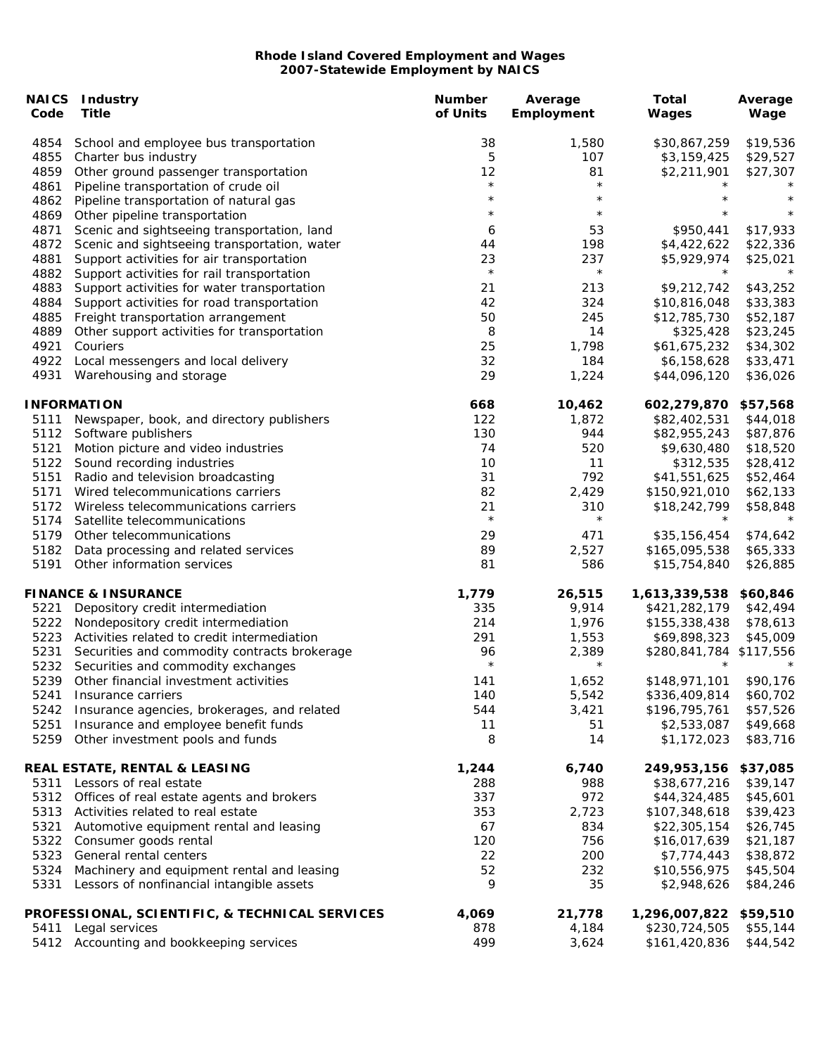**Rhode Island Covered Employment and Wages**
**2007-Statewide Employment by NAICS**

| NAICS Code | Industry Title | Number of Units | Average Employment | Total Wages | Average Wage |
|---|---|---|---|---|---|
| 4854 | School and employee bus transportation | 38 | 1,580 | $30,867,259 | $19,536 |
| 4855 | Charter bus industry | 5 | 107 | $3,159,425 | $29,527 |
| 4859 | Other ground passenger transportation | 12 | 81 | $2,211,901 | $27,307 |
| 4861 | Pipeline transportation of crude oil | * | * | * | * |
| 4862 | Pipeline transportation of natural gas | * | * | * | * |
| 4869 | Other pipeline transportation | * | * | * | * |
| 4871 | Scenic and sightseeing transportation, land | 6 | 53 | $950,441 | $17,933 |
| 4872 | Scenic and sightseeing transportation, water | 44 | 198 | $4,422,622 | $22,336 |
| 4881 | Support activities for air transportation | 23 | 237 | $5,929,974 | $25,021 |
| 4882 | Support activities for rail transportation | * | * | * | * |
| 4883 | Support activities for water transportation | 21 | 213 | $9,212,742 | $43,252 |
| 4884 | Support activities for road transportation | 42 | 324 | $10,816,048 | $33,383 |
| 4885 | Freight transportation arrangement | 50 | 245 | $12,785,730 | $52,187 |
| 4889 | Other support activities for transportation | 8 | 14 | $325,428 | $23,245 |
| 4921 | Couriers | 25 | 1,798 | $61,675,232 | $34,302 |
| 4922 | Local messengers and local delivery | 32 | 184 | $6,158,628 | $33,471 |
| 4931 | Warehousing and storage | 29 | 1,224 | $44,096,120 | $36,026 |
| **INFORMATION** | | **668** | **10,462** | **602,279,870** | **$57,568** |
| 5111 | Newspaper, book, and directory publishers | 122 | 1,872 | $82,402,531 | $44,018 |
| 5112 | Software publishers | 130 | 944 | $82,955,243 | $87,876 |
| 5121 | Motion picture and video industries | 74 | 520 | $9,630,480 | $18,520 |
| 5122 | Sound recording industries | 10 | 11 | $312,535 | $28,412 |
| 5151 | Radio and television broadcasting | 31 | 792 | $41,551,625 | $52,464 |
| 5171 | Wired telecommunications carriers | 82 | 2,429 | $150,921,010 | $62,133 |
| 5172 | Wireless telecommunications carriers | 21 | 310 | $18,242,799 | $58,848 |
| 5174 | Satellite telecommunications | * | * | * | * |
| 5179 | Other telecommunications | 29 | 471 | $35,156,454 | $74,642 |
| 5182 | Data processing and related services | 89 | 2,527 | $165,095,538 | $65,333 |
| 5191 | Other information services | 81 | 586 | $15,754,840 | $26,885 |
| **FINANCE & INSURANCE** | | **1,779** | **26,515** | **1,613,339,538** | **$60,846** |
| 5221 | Depository credit intermediation | 335 | 9,914 | $421,282,179 | $42,494 |
| 5222 | Nondepository credit intermediation | 214 | 1,976 | $155,338,438 | $78,613 |
| 5223 | Activities related to credit intermediation | 291 | 1,553 | $69,898,323 | $45,009 |
| 5231 | Securities and commodity contracts brokerage | 96 | 2,389 | $280,841,784 | $117,556 |
| 5232 | Securities and commodity exchanges | * | * | * | * |
| 5239 | Other financial investment activities | 141 | 1,652 | $148,971,101 | $90,176 |
| 5241 | Insurance carriers | 140 | 5,542 | $336,409,814 | $60,702 |
| 5242 | Insurance agencies, brokerages, and related | 544 | 3,421 | $196,795,761 | $57,526 |
| 5251 | Insurance and employee benefit funds | 11 | 51 | $2,533,087 | $49,668 |
| 5259 | Other investment pools and funds | 8 | 14 | $1,172,023 | $83,716 |
| **REAL ESTATE, RENTAL & LEASING** | | **1,244** | **6,740** | **249,953,156** | **$37,085** |
| 5311 | Lessors of real estate | 288 | 988 | $38,677,216 | $39,147 |
| 5312 | Offices of real estate agents and brokers | 337 | 972 | $44,324,485 | $45,601 |
| 5313 | Activities related to real estate | 353 | 2,723 | $107,348,618 | $39,423 |
| 5321 | Automotive equipment rental and leasing | 67 | 834 | $22,305,154 | $26,745 |
| 5322 | Consumer goods rental | 120 | 756 | $16,017,639 | $21,187 |
| 5323 | General rental centers | 22 | 200 | $7,774,443 | $38,872 |
| 5324 | Machinery and equipment rental and leasing | 52 | 232 | $10,556,975 | $45,504 |
| 5331 | Lessors of nonfinancial intangible assets | 9 | 35 | $2,948,626 | $84,246 |
| **PROFESSIONAL, SCIENTIFIC, & TECHNICAL SERVICES** | | **4,069** | **21,778** | **1,296,007,822** | **$59,510** |
| 5411 | Legal services | 878 | 4,184 | $230,724,505 | $55,144 |
| 5412 | Accounting and bookkeeping services | 499 | 3,624 | $161,420,836 | $44,542 |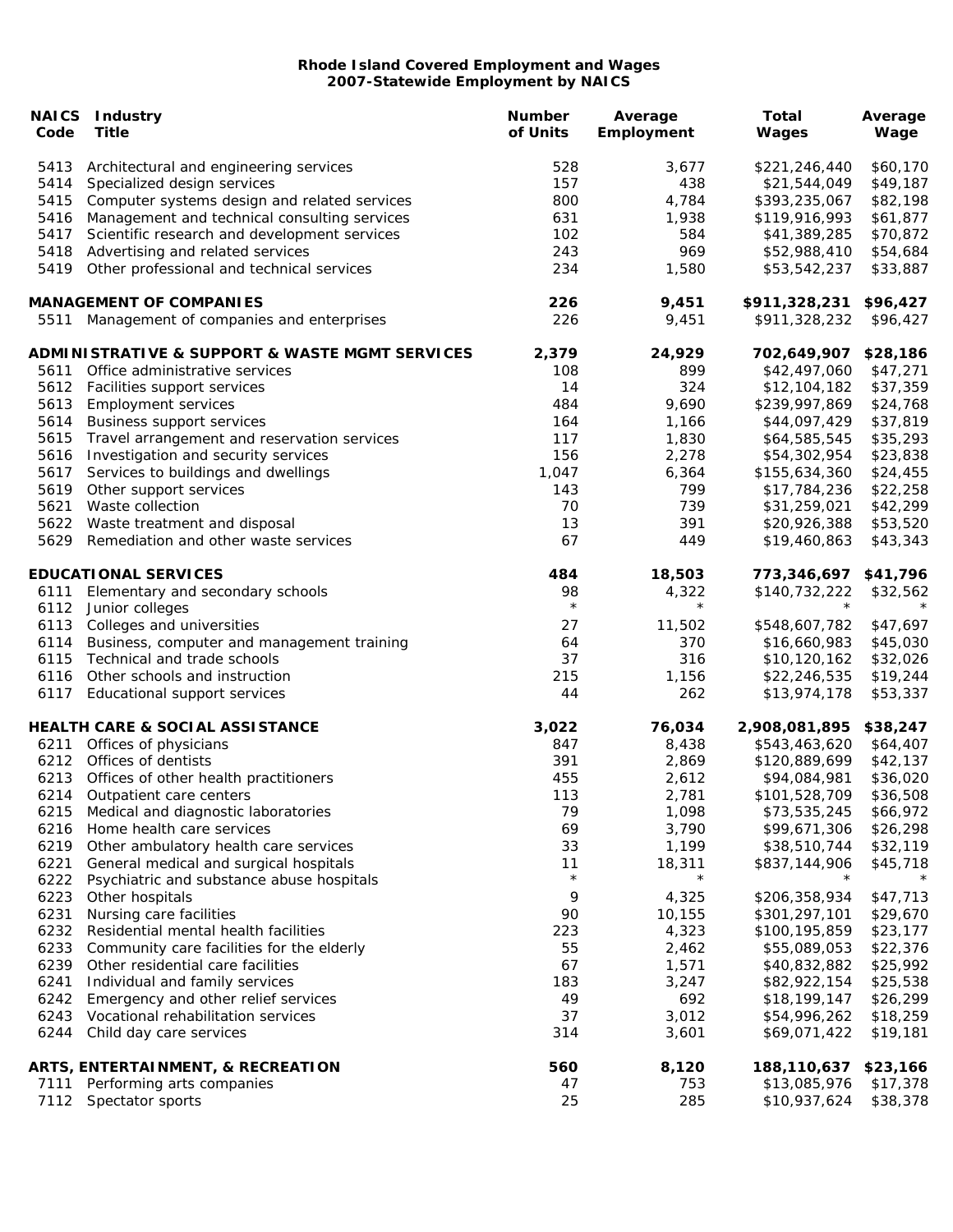**Rhode Island Covered Employment and Wages**
**2007-Statewide Employment by NAICS**

| NAICS Code | Industry Title | Number of Units | Average Employment | Total Wages | Average Wage |
|---|---|---|---|---|---|
| 5413 | Architectural and engineering services | 528 | 3,677 | $221,246,440 | $60,170 |
| 5414 | Specialized design services | 157 | 438 | $21,544,049 | $49,187 |
| 5415 | Computer systems design and related services | 800 | 4,784 | $393,235,067 | $82,198 |
| 5416 | Management and technical consulting services | 631 | 1,938 | $119,916,993 | $61,877 |
| 5417 | Scientific research and development services | 102 | 584 | $41,389,285 | $70,872 |
| 5418 | Advertising and related services | 243 | 969 | $52,988,410 | $54,684 |
| 5419 | Other professional and technical services | 234 | 1,580 | $53,542,237 | $33,887 |
| | **MANAGEMENT OF COMPANIES** | **226** | **9,451** | **$911,328,231** | **$96,427** |
| 5511 | Management of companies and enterprises | 226 | 9,451 | $911,328,232 | $96,427 |
| | **ADMINISTRATIVE & SUPPORT & WASTE MGMT SERVICES** | **2,379** | **24,929** | **702,649,907** | **$28,186** |
| 5611 | Office administrative services | 108 | 899 | $42,497,060 | $47,271 |
| 5612 | Facilities support services | 14 | 324 | $12,104,182 | $37,359 |
| 5613 | Employment services | 484 | 9,690 | $239,997,869 | $24,768 |
| 5614 | Business support services | 164 | 1,166 | $44,097,429 | $37,819 |
| 5615 | Travel arrangement and reservation services | 117 | 1,830 | $64,585,545 | $35,293 |
| 5616 | Investigation and security services | 156 | 2,278 | $54,302,954 | $23,838 |
| 5617 | Services to buildings and dwellings | 1,047 | 6,364 | $155,634,360 | $24,455 |
| 5619 | Other support services | 143 | 799 | $17,784,236 | $22,258 |
| 5621 | Waste collection | 70 | 739 | $31,259,021 | $42,299 |
| 5622 | Waste treatment and disposal | 13 | 391 | $20,926,388 | $53,520 |
| 5629 | Remediation and other waste services | 67 | 449 | $19,460,863 | $43,343 |
| | **EDUCATIONAL SERVICES** | **484** | **18,503** | **773,346,697** | **$41,796** |
| 6111 | Elementary and secondary schools | 98 | 4,322 | $140,732,222 | $32,562 |
| 6112 | Junior colleges | * | * | * | * |
| 6113 | Colleges and universities | 27 | 11,502 | $548,607,782 | $47,697 |
| 6114 | Business, computer and management training | 64 | 370 | $16,660,983 | $45,030 |
| 6115 | Technical and trade schools | 37 | 316 | $10,120,162 | $32,026 |
| 6116 | Other schools and instruction | 215 | 1,156 | $22,246,535 | $19,244 |
| 6117 | Educational support services | 44 | 262 | $13,974,178 | $53,337 |
| | **HEALTH CARE & SOCIAL ASSISTANCE** | **3,022** | **76,034** | **2,908,081,895** | **$38,247** |
| 6211 | Offices of physicians | 847 | 8,438 | $543,463,620 | $64,407 |
| 6212 | Offices of dentists | 391 | 2,869 | $120,889,699 | $42,137 |
| 6213 | Offices of other health practitioners | 455 | 2,612 | $94,084,981 | $36,020 |
| 6214 | Outpatient care centers | 113 | 2,781 | $101,528,709 | $36,508 |
| 6215 | Medical and diagnostic laboratories | 79 | 1,098 | $73,535,245 | $66,972 |
| 6216 | Home health care services | 69 | 3,790 | $99,671,306 | $26,298 |
| 6219 | Other ambulatory health care services | 33 | 1,199 | $38,510,744 | $32,119 |
| 6221 | General medical and surgical hospitals | 11 | 18,311 | $837,144,906 | $45,718 |
| 6222 | Psychiatric and substance abuse hospitals | * | * | * | * |
| 6223 | Other hospitals | 9 | 4,325 | $206,358,934 | $47,713 |
| 6231 | Nursing care facilities | 90 | 10,155 | $301,297,101 | $29,670 |
| 6232 | Residential mental health facilities | 223 | 4,323 | $100,195,859 | $23,177 |
| 6233 | Community care facilities for the elderly | 55 | 2,462 | $55,089,053 | $22,376 |
| 6239 | Other residential care facilities | 67 | 1,571 | $40,832,882 | $25,992 |
| 6241 | Individual and family services | 183 | 3,247 | $82,922,154 | $25,538 |
| 6242 | Emergency and other relief services | 49 | 692 | $18,199,147 | $26,299 |
| 6243 | Vocational rehabilitation services | 37 | 3,012 | $54,996,262 | $18,259 |
| 6244 | Child day care services | 314 | 3,601 | $69,071,422 | $19,181 |
| | **ARTS, ENTERTAINMENT, & RECREATION** | **560** | **8,120** | **188,110,637** | **$23,166** |
| 7111 | Performing arts companies | 47 | 753 | $13,085,976 | $17,378 |
| 7112 | Spectator sports | 25 | 285 | $10,937,624 | $38,378 |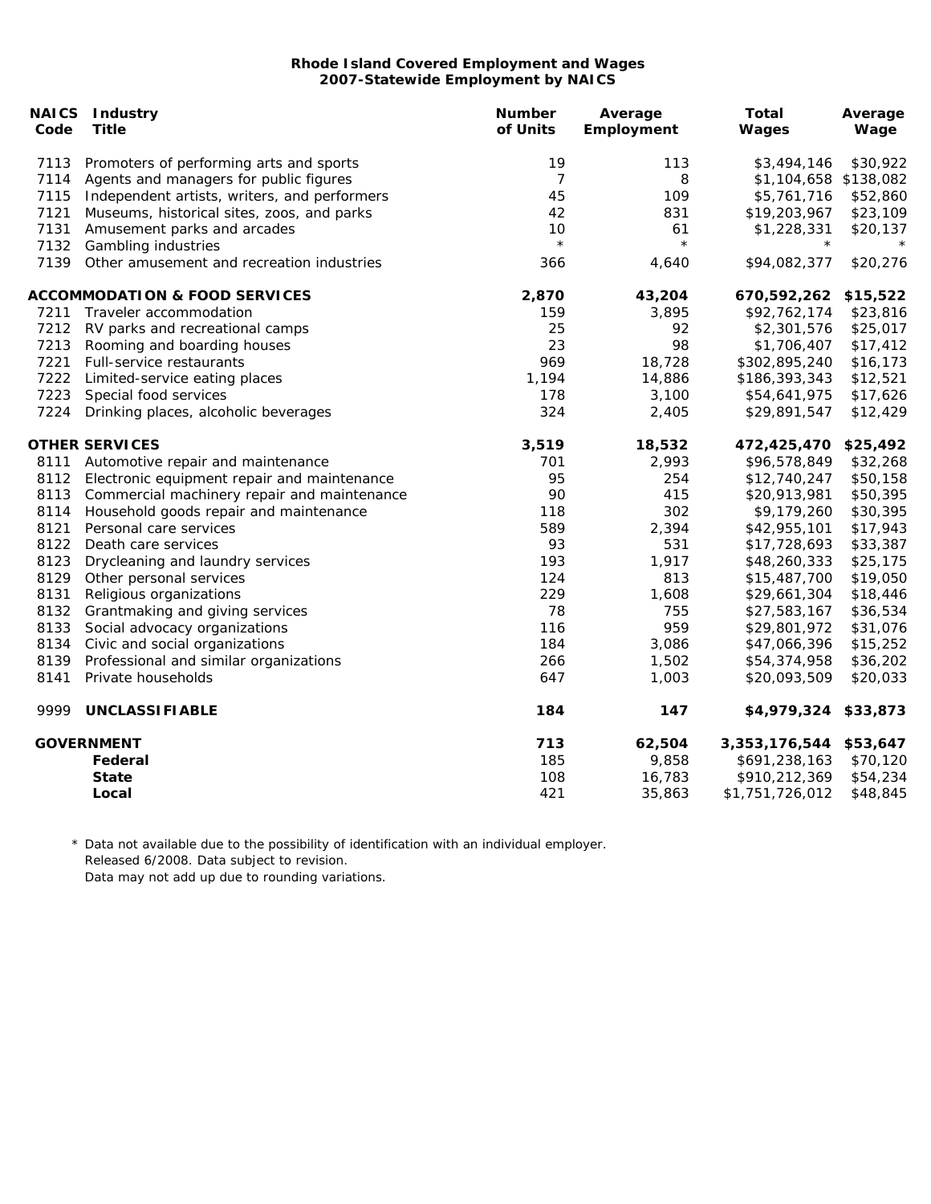**Rhode Island Covered Employment and Wages**
**2007-Statewide Employment by NAICS**

| NAICS Code | Industry Title | Number of Units | Average Employment | Total Wages | Average Wage |
|---|---|---|---|---|---|
| 7113 | Promoters of performing arts and sports | 19 | 113 | $3,494,146 | $30,922 |
| 7114 | Agents and managers for public figures | 7 | 8 | $1,104,658 | $138,082 |
| 7115 | Independent artists, writers, and performers | 45 | 109 | $5,761,716 | $52,860 |
| 7121 | Museums, historical sites, zoos, and parks | 42 | 831 | $19,203,967 | $23,109 |
| 7131 | Amusement parks and arcades | 10 | 61 | $1,228,331 | $20,137 |
| 7132 | Gambling industries | * | * | * | * |
| 7139 | Other amusement and recreation industries | 366 | 4,640 | $94,082,377 | $20,276 |
| | **ACCOMMODATION & FOOD SERVICES** | **2,870** | **43,204** | **670,592,262** | **$15,522** |
| 7211 | Traveler accommodation | 159 | 3,895 | $92,762,174 | $23,816 |
| 7212 | RV parks and recreational camps | 25 | 92 | $2,301,576 | $25,017 |
| 7213 | Rooming and boarding houses | 23 | 98 | $1,706,407 | $17,412 |
| 7221 | Full-service restaurants | 969 | 18,728 | $302,895,240 | $16,173 |
| 7222 | Limited-service eating places | 1,194 | 14,886 | $186,393,343 | $12,521 |
| 7223 | Special food services | 178 | 3,100 | $54,641,975 | $17,626 |
| 7224 | Drinking places, alcoholic beverages | 324 | 2,405 | $29,891,547 | $12,429 |
| | **OTHER SERVICES** | **3,519** | **18,532** | **472,425,470** | **$25,492** |
| 8111 | Automotive repair and maintenance | 701 | 2,993 | $96,578,849 | $32,268 |
| 8112 | Electronic equipment repair and maintenance | 95 | 254 | $12,740,247 | $50,158 |
| 8113 | Commercial machinery repair and maintenance | 90 | 415 | $20,913,981 | $50,395 |
| 8114 | Household goods repair and maintenance | 118 | 302 | $9,179,260 | $30,395 |
| 8121 | Personal care services | 589 | 2,394 | $42,955,101 | $17,943 |
| 8122 | Death care services | 93 | 531 | $17,728,693 | $33,387 |
| 8123 | Drycleaning and laundry services | 193 | 1,917 | $48,260,333 | $25,175 |
| 8129 | Other personal services | 124 | 813 | $15,487,700 | $19,050 |
| 8131 | Religious organizations | 229 | 1,608 | $29,661,304 | $18,446 |
| 8132 | Grantmaking and giving services | 78 | 755 | $27,583,167 | $36,534 |
| 8133 | Social advocacy organizations | 116 | 959 | $29,801,972 | $31,076 |
| 8134 | Civic and social organizations | 184 | 3,086 | $47,066,396 | $15,252 |
| 8139 | Professional and similar organizations | 266 | 1,502 | $54,374,958 | $36,202 |
| 8141 | Private households | 647 | 1,003 | $20,093,509 | $20,033 |
| 9999 | **UNCLASSIFIABLE** | **184** | **147** | **$4,979,324** | **$33,873** |
| | **GOVERNMENT** | **713** | **62,504** | **3,353,176,544** | **$53,647** |
| | **Federal** | 185 | 9,858 | $691,238,163 | $70,120 |
| | **State** | 108 | 16,783 | $910,212,369 | $54,234 |
| | **Local** | 421 | 35,863 | $1,751,726,012 | $48,845 |

\* Data not available due to the possibility of identification with an individual employer.
Released 6/2008. Data subject to revision.
Data may not add up due to rounding variations.